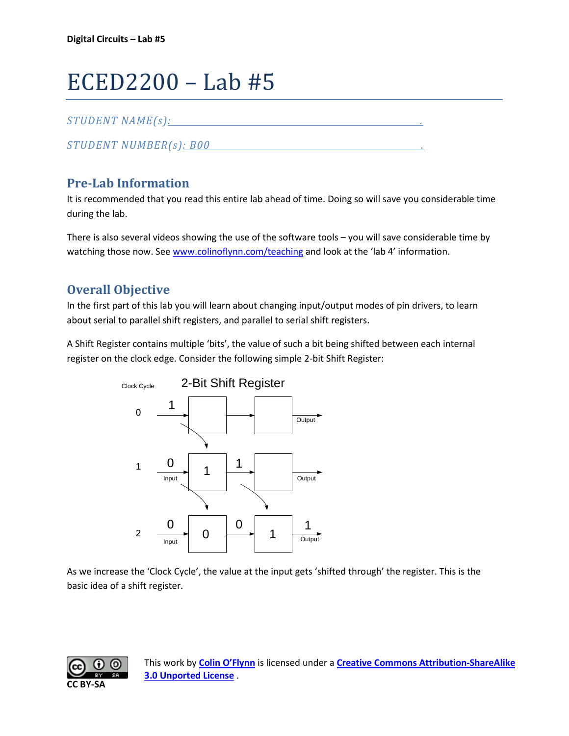# ECED2200 – Lab #5

*STUDENT NAME(s):* ______________________________________________.

*STUDENT NUMBER(s): B00* ______________________________________________.

## Pre-Lab Information

It is recommended that you read this entire lab ahead of time. Doing so will save you considerable time during the lab.

There is also several videos showing the use of the software tools – you will save considerable time by watching those now. See [www.colinoflynn.com/teaching](www.colinoflynn.com/teaching) and look at the 'lab 4' information.

## Overall Objective

In the first part of this lab you will learn about changing input/output modes of pin drivers, to learn about serial to parallel shift registers, and parallel to serial shift registers.

A Shift Register contains multiple 'bits', the value of such a bit being shifted between each internal register on the clock edge. Consider the following simple 2-bit Shift Register:

2-Bit Shift Register

| Clock Cycle | Input | Register 1 | Between | Register 2 | Output |
|---|---|---|---|---|---|
| 0 | 1 | | | | |
| 1 | 0 | 1 | 1 | | |
| 2 | 0 | 0 | 0 | 1 | 1 |

As we increase the 'Clock Cycle', the value at the input gets 'shifted through' the register. This is the basic idea of a shift register.

This work by **Colin O'Flynn** is licensed under a **Creative Commons Attribution-ShareAlike 3.0 Unported License** .

CC BY-SA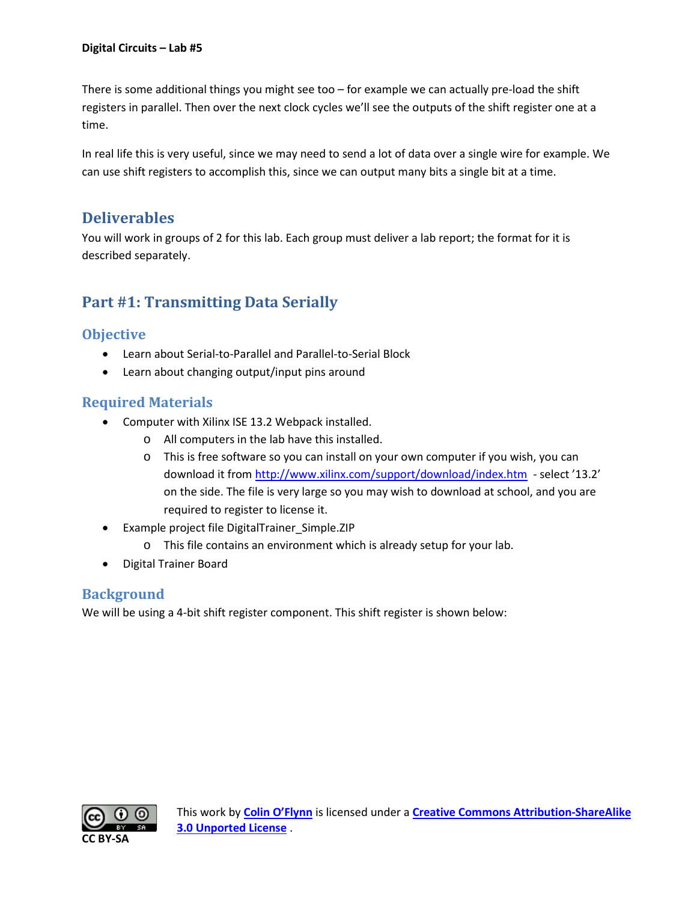There is some additional things you might see too – for example we can actually pre-load the shift registers in parallel. Then over the next clock cycles we'll see the outputs of the shift register one at a time.

In real life this is very useful, since we may need to send a lot of data over a single wire for example. We can use shift registers to accomplish this, since we can output many bits a single bit at a time.

## Deliverables

You will work in groups of 2 for this lab. Each group must deliver a lab report; the format for it is described separately.

## Part #1: Transmitting Data Serially

### Objective

- Learn about Serial-to-Parallel and Parallel-to-Serial Block
- Learn about changing output/input pins around

### Required Materials

- Computer with Xilinx ISE 13.2 Webpack installed.
  - All computers in the lab have this installed.
  - This is free software so you can install on your own computer if you wish, you can download it from [http://www.xilinx.com/support/download/index.htm](http://www.xilinx.com/support/download/index.htm) - select '13.2' on the side. The file is very large so you may wish to download at school, and you are required to register to license it.
- Example project file DigitalTrainer_Simple.ZIP
  - This file contains an environment which is already setup for your lab.
- Digital Trainer Board

### Background

We will be using a 4-bit shift register component. This shift register is shown below:

CC BY-SA

This work by **Colin O'Flynn** is licensed under a **Creative Commons Attribution-ShareAlike 3.0 Unported License** .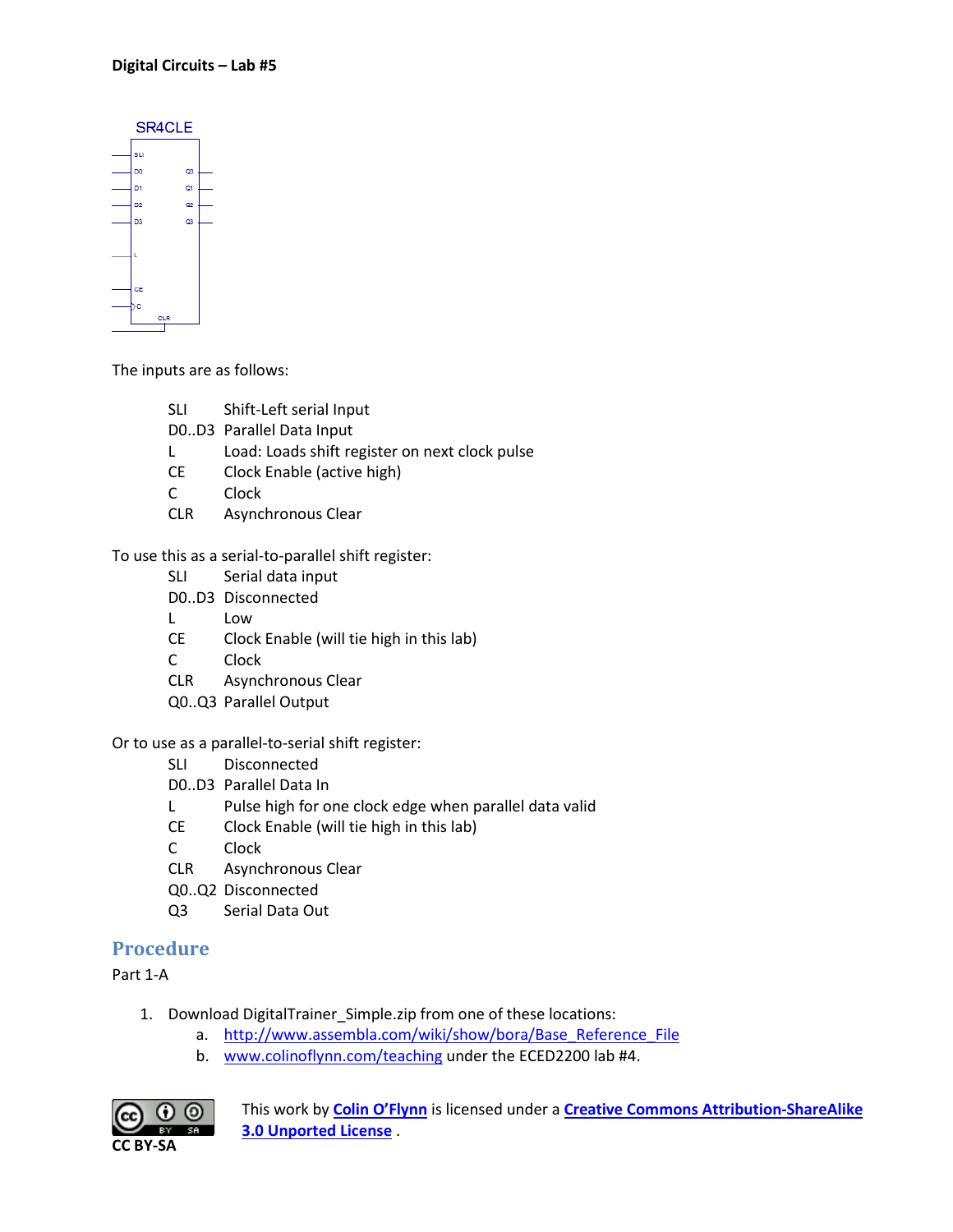SR4CLE

SLI
D0 Q0
D1 Q1
D2 Q2
D3 Q3
L
CE
C
CLR

The inputs are as follows:

| | |
|---|---|
| SLI | Shift-Left serial Input |
| D0..D3 | Parallel Data Input |
| L | Load: Loads shift register on next clock pulse |
| CE | Clock Enable (active high) |
| C | Clock |
| CLR | Asynchronous Clear |

To use this as a serial-to-parallel shift register:

| | |
|---|---|
| SLI | Serial data input |
| D0..D3 | Disconnected |
| L | Low |
| CE | Clock Enable (will tie high in this lab) |
| C | Clock |
| CLR | Asynchronous Clear |
| Q0..Q3 | Parallel Output |

Or to use as a parallel-to-serial shift register:

| | |
|---|---|
| SLI | Disconnected |
| D0..D3 | Parallel Data In |
| L | Pulse high for one clock edge when parallel data valid |
| CE | Clock Enable (will tie high in this lab) |
| C | Clock |
| CLR | Asynchronous Clear |
| Q0..Q2 | Disconnected |
| Q3 | Serial Data Out |

## Procedure

Part 1-A

1. Download DigitalTrainer_Simple.zip from one of these locations:
   a. http://www.assembla.com/wiki/show/bora/Base_Reference_File
   b. www.colinoflynn.com/teaching under the ECED2200 lab #4.

CC BY-SA

This work by **Colin O'Flynn** is licensed under a **Creative Commons Attribution-ShareAlike 3.0 Unported License** .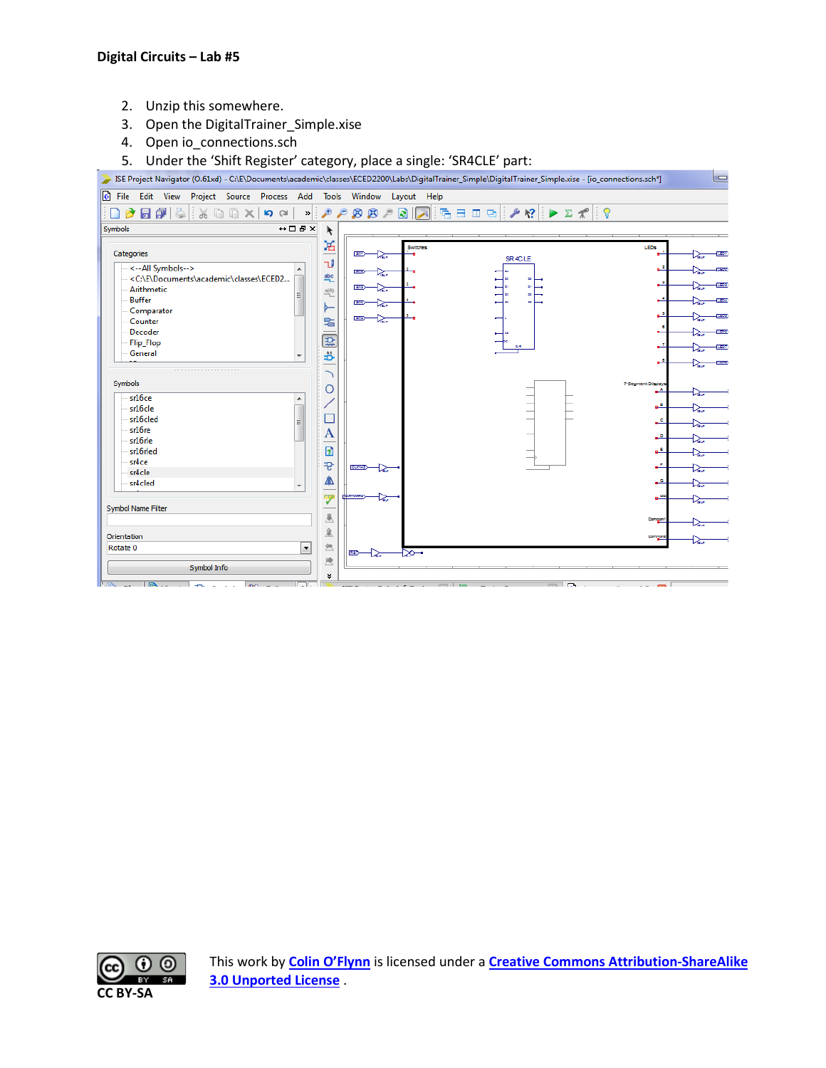2. Unzip this somewhere.
3. Open the DigitalTrainer_Simple.xise
4. Open io_connections.sch
5. Under the 'Shift Register' category, place a single: 'SR4CLE' part: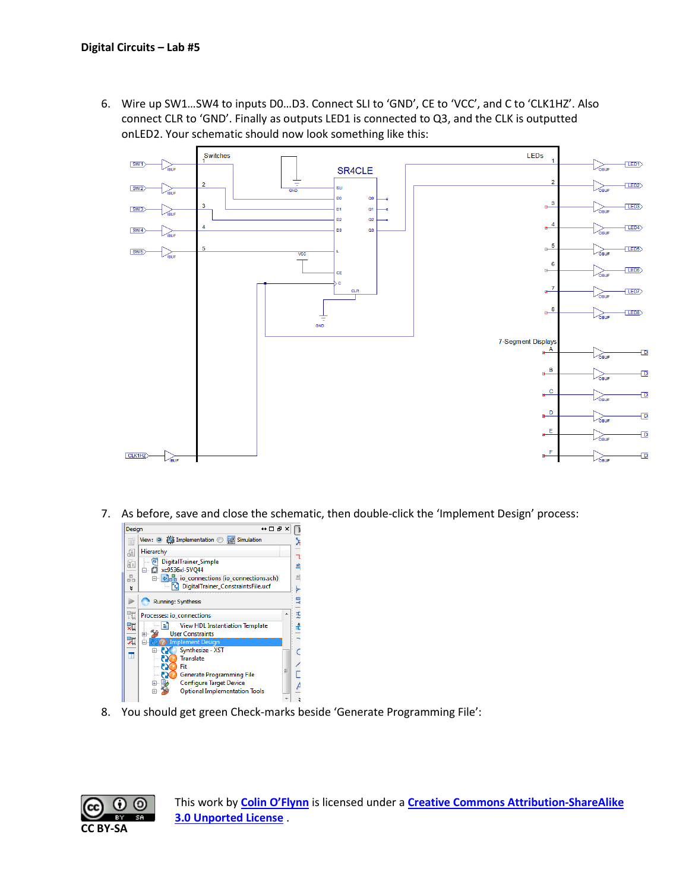6. Wire up SW1…SW4 to inputs D0…D3. Connect SLI to 'GND', CE to 'VCC', and C to 'CLK1HZ'. Also connect CLR to 'GND'. Finally as outputs LED1 is connected to Q3, and the CLK is outputted onLED2. Your schematic should now look something like this:

7. As before, save and close the schematic, then double-click the 'Implement Design' process:

8. You should get green Check-marks beside 'Generate Programming File':

CC BY-SA

This work by **Colin O'Flynn** is licensed under a **Creative Commons Attribution-ShareAlike 3.0 Unported License** .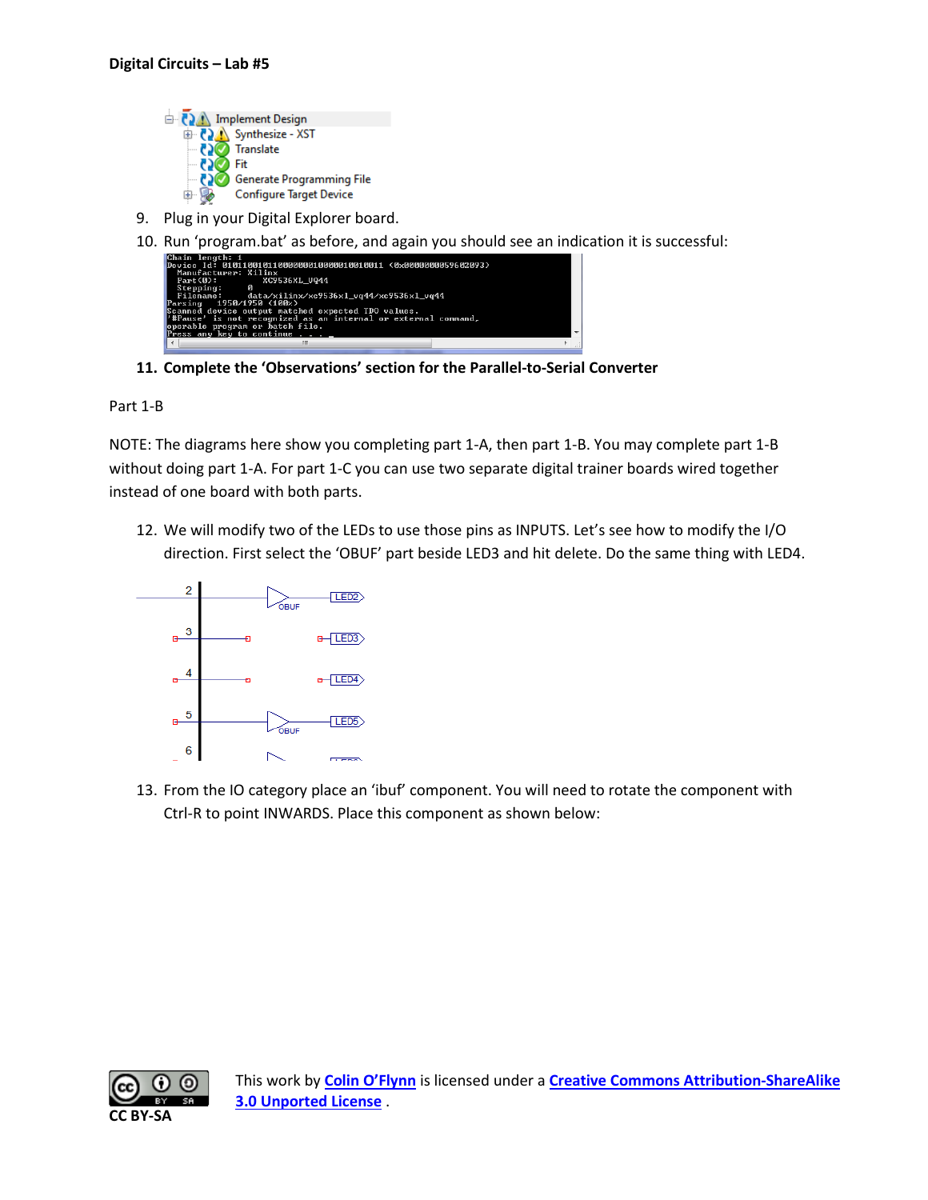9. Plug in your Digital Explorer board.
10. Run ‘program.bat’ as before, and again you should see an indication it is successful:

```
Chain length: 1
Device Id: 01011001011000000001000001001001 1 <0x0000000059602093>
  Manufacturer: Xilinx
  Part(0):       XC9536XL_VQ44
  Stepping:      0
  Filename:      data/xilinx/xc9536xl_vq44/xc9536xl_vq44
Parsing   1950/1950 (100%)
Scanned device output matched expected TDO values.
'#Pause' is not recognized as an internal or external command,
operable program or batch file.
Press any key to continue . . .
```

11. **Complete the ‘Observations’ section for the Parallel-to-Serial Converter**

Part 1-B

NOTE: The diagrams here show you completing part 1-A, then part 1-B. You may complete part 1-B without doing part 1-A. For part 1-C you can use two separate digital trainer boards wired together instead of one board with both parts.

12. We will modify two of the LEDs to use those pins as INPUTS. Let’s see how to modify the I/O direction. First select the ‘OBUF’ part beside LED3 and hit delete. Do the same thing with LED4.

13. From the IO category place an ‘ibuf’ component. You will need to rotate the component with Ctrl-R to point INWARDS. Place this component as shown below: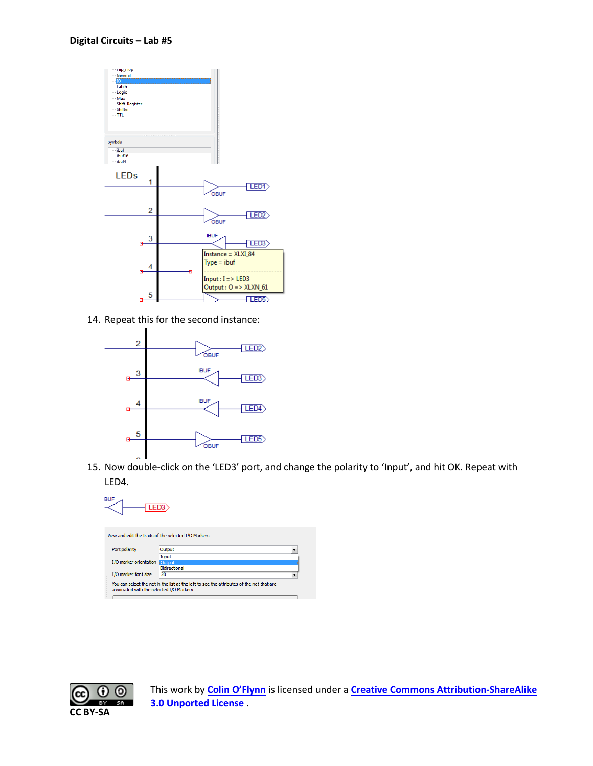14. Repeat this for the second instance:

15. Now double-click on the 'LED3' port, and change the polarity to 'Input', and hit OK. Repeat with LED4.

This work by Colin O'Flynn is licensed under a Creative Commons Attribution-ShareAlike 3.0 Unported License .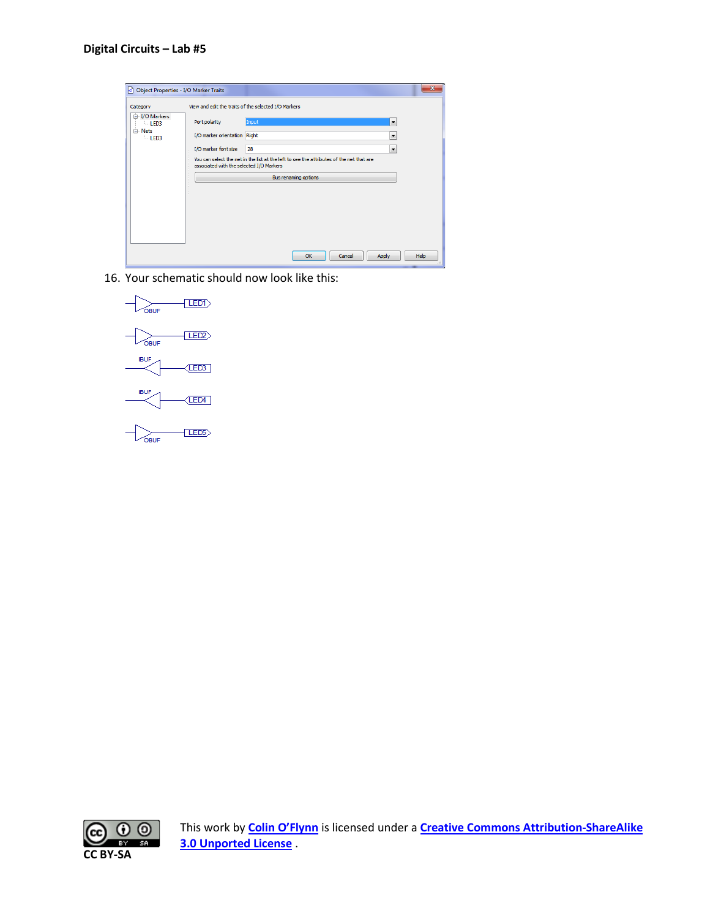16. Your schematic should now look like this:

This work by Colin O'Flynn is licensed under a Creative Commons Attribution-ShareAlike 3.0 Unported License .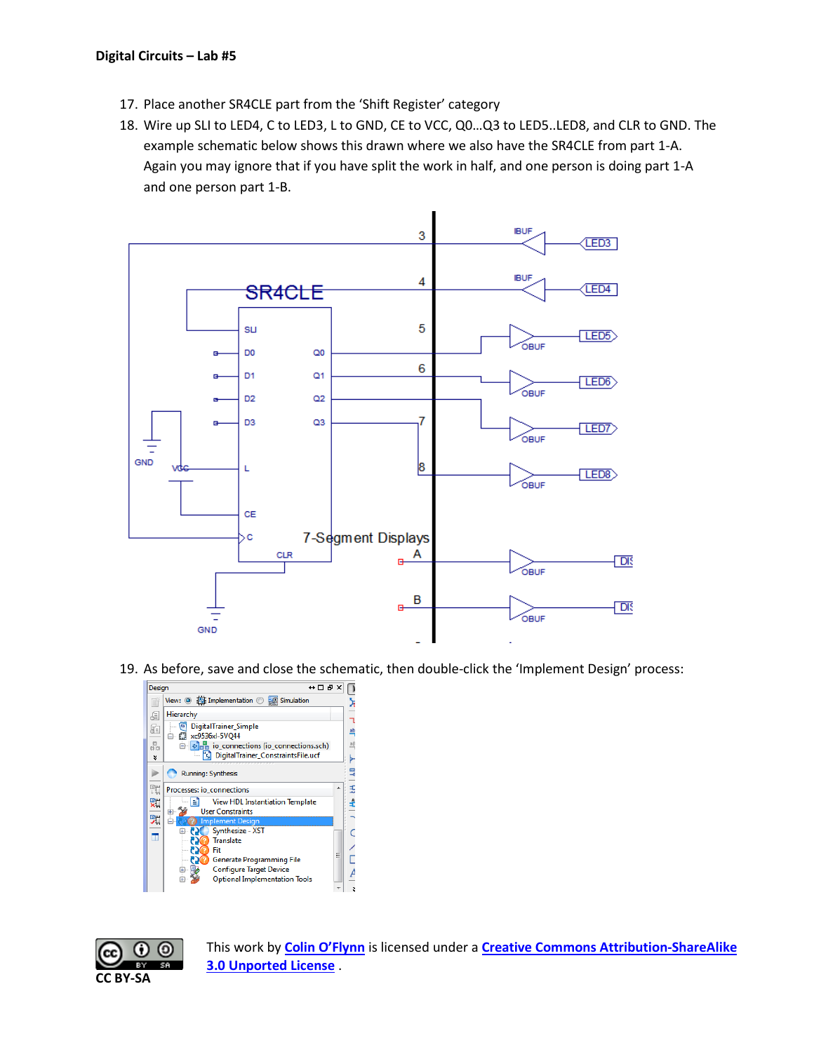17. Place another SR4CLE part from the ‘Shift Register’ category
18. Wire up SLI to LED4, C to LED3, L to GND, CE to VCC, Q0…Q3 to LED5..LED8, and CLR to GND. The example schematic below shows this drawn where we also have the SR4CLE from part 1-A. Again you may ignore that if you have split the work in half, and one person is doing part 1-A and one person part 1-B.

19. As before, save and close the schematic, then double-click the ‘Implement Design’ process:

This work by **Colin O’Flynn** is licensed under a **Creative Commons Attribution-ShareAlike 3.0 Unported License** .

CC BY-SA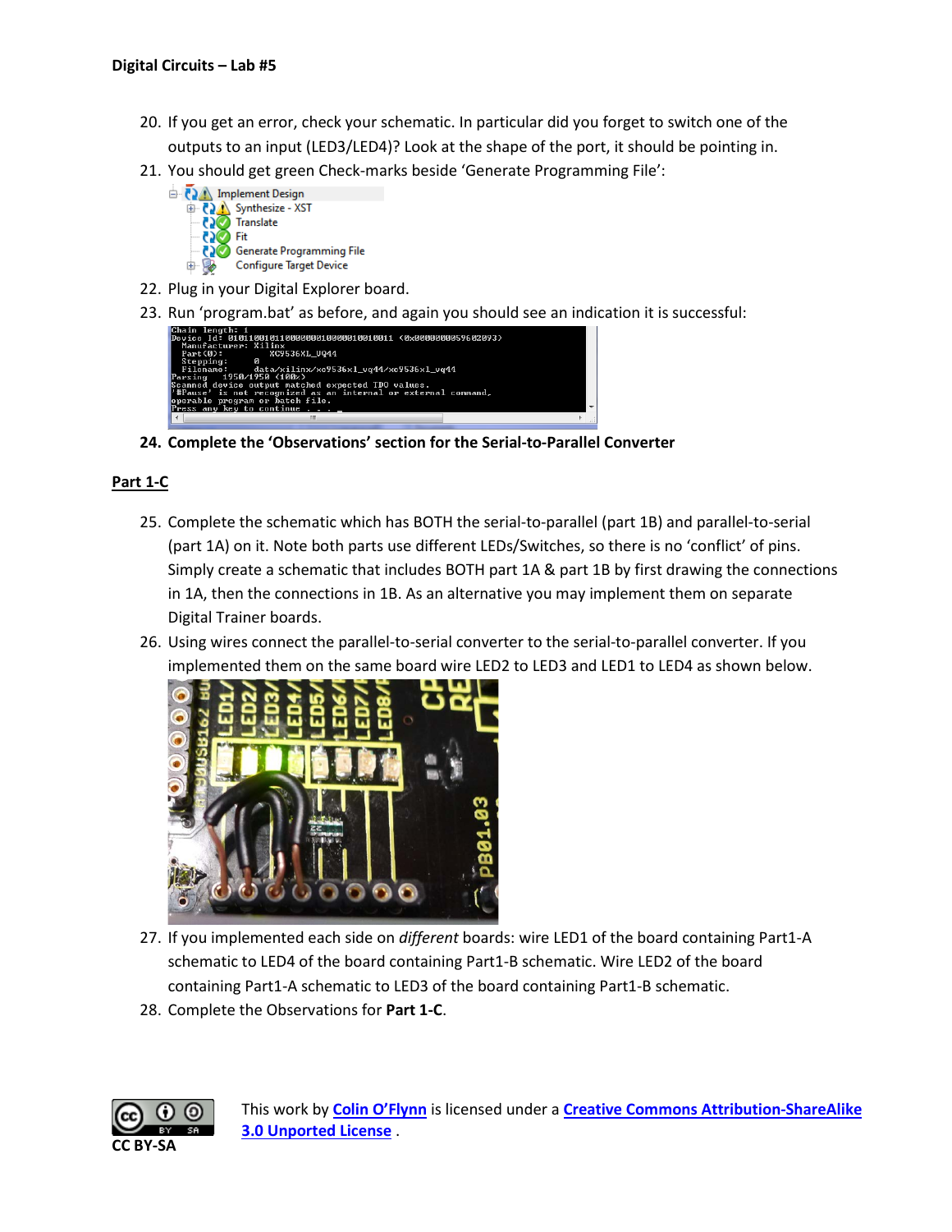20. If you get an error, check your schematic. In particular did you forget to switch one of the outputs to an input (LED3/LED4)? Look at the shape of the port, it should be pointing in.
21. You should get green Check-marks beside 'Generate Programming File':
22. Plug in your Digital Explorer board.
23. Run 'program.bat' as before, and again you should see an indication it is successful:
24. **Complete the 'Observations' section for the Serial-to-Parallel Converter**

## Part 1-C

25. Complete the schematic which has BOTH the serial-to-parallel (part 1B) and parallel-to-serial (part 1A) on it. Note both parts use different LEDs/Switches, so there is no 'conflict' of pins. Simply create a schematic that includes BOTH part 1A & part 1B by first drawing the connections in 1A, then the connections in 1B. As an alternative you may implement them on separate Digital Trainer boards.
26. Using wires connect the parallel-to-serial converter to the serial-to-parallel converter. If you implemented them on the same board wire LED2 to LED3 and LED1 to LED4 as shown below.
27. If you implemented each side on *different* boards: wire LED1 of the board containing Part1-A schematic to LED4 of the board containing Part1-B schematic. Wire LED2 of the board containing Part1-A schematic to LED3 of the board containing Part1-B schematic.
28. Complete the Observations for **Part 1-C**.

CC BY-SA

This work by **Colin O'Flynn** is licensed under a **Creative Commons Attribution-ShareAlike 3.0 Unported License** .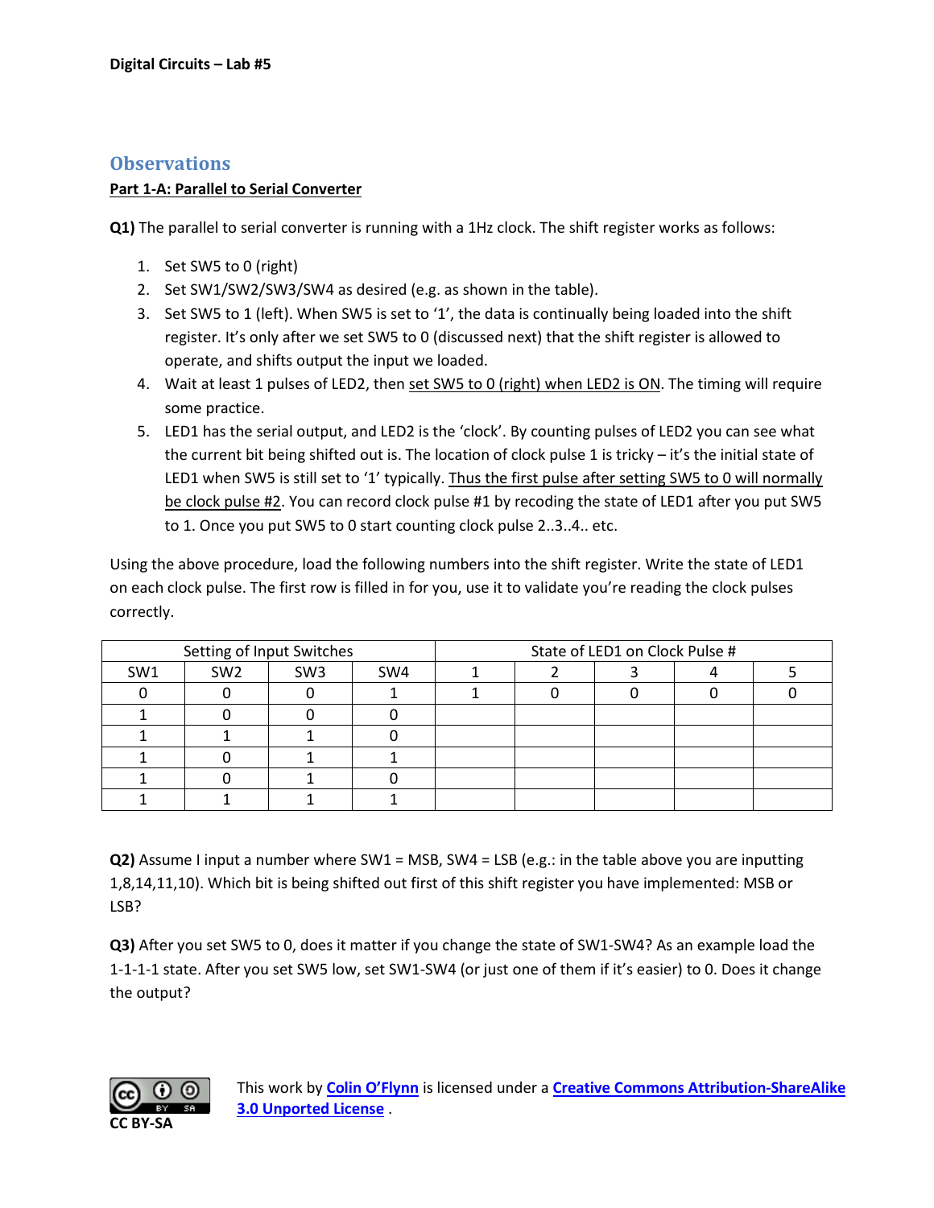## Observations

**Part 1-A: Parallel to Serial Converter**

**Q1)** The parallel to serial converter is running with a 1Hz clock. The shift register works as follows:

1. Set SW5 to 0 (right)
2. Set SW1/SW2/SW3/SW4 as desired (e.g. as shown in the table).
3. Set SW5 to 1 (left). When SW5 is set to '1', the data is continually being loaded into the shift register. It's only after we set SW5 to 0 (discussed next) that the shift register is allowed to operate, and shifts output the input we loaded.
4. Wait at least 1 pulses of LED2, then set SW5 to 0 (right) when LED2 is ON. The timing will require some practice.
5. LED1 has the serial output, and LED2 is the 'clock'. By counting pulses of LED2 you can see what the current bit being shifted out is. The location of clock pulse 1 is tricky – it's the initial state of LED1 when SW5 is still set to '1' typically. Thus the first pulse after setting SW5 to 0 will normally be clock pulse #2. You can record clock pulse #1 by recoding the state of LED1 after you put SW5 to 1. Once you put SW5 to 0 start counting clock pulse 2..3..4.. etc.

Using the above procedure, load the following numbers into the shift register. Write the state of LED1 on each clock pulse. The first row is filled in for you, use it to validate you're reading the clock pulses correctly.

| Setting of Input Switches | | | | State of LED1 on Clock Pulse # | | | | |
|---|---|---|---|---|---|---|---|---|
| SW1 | SW2 | SW3 | SW4 | 1 | 2 | 3 | 4 | 5 |
| 0 | 0 | 0 | 1 | 1 | 0 | 0 | 0 | 0 |
| 1 | 0 | 0 | 0 | | | | | |
| 1 | 1 | 1 | 0 | | | | | |
| 1 | 0 | 1 | 1 | | | | | |
| 1 | 0 | 1 | 0 | | | | | |
| 1 | 1 | 1 | 1 | | | | | |

**Q2)** Assume I input a number where SW1 = MSB, SW4 = LSB (e.g.: in the table above you are inputting 1,8,14,11,10). Which bit is being shifted out first of this shift register you have implemented: MSB or LSB?

**Q3)** After you set SW5 to 0, does it matter if you change the state of SW1-SW4? As an example load the 1-1-1-1 state. After you set SW5 low, set SW1-SW4 (or just one of them if it's easier) to 0. Does it change the output?

CC BY-SA

This work by Colin O'Flynn is licensed under a Creative Commons Attribution-ShareAlike 3.0 Unported License .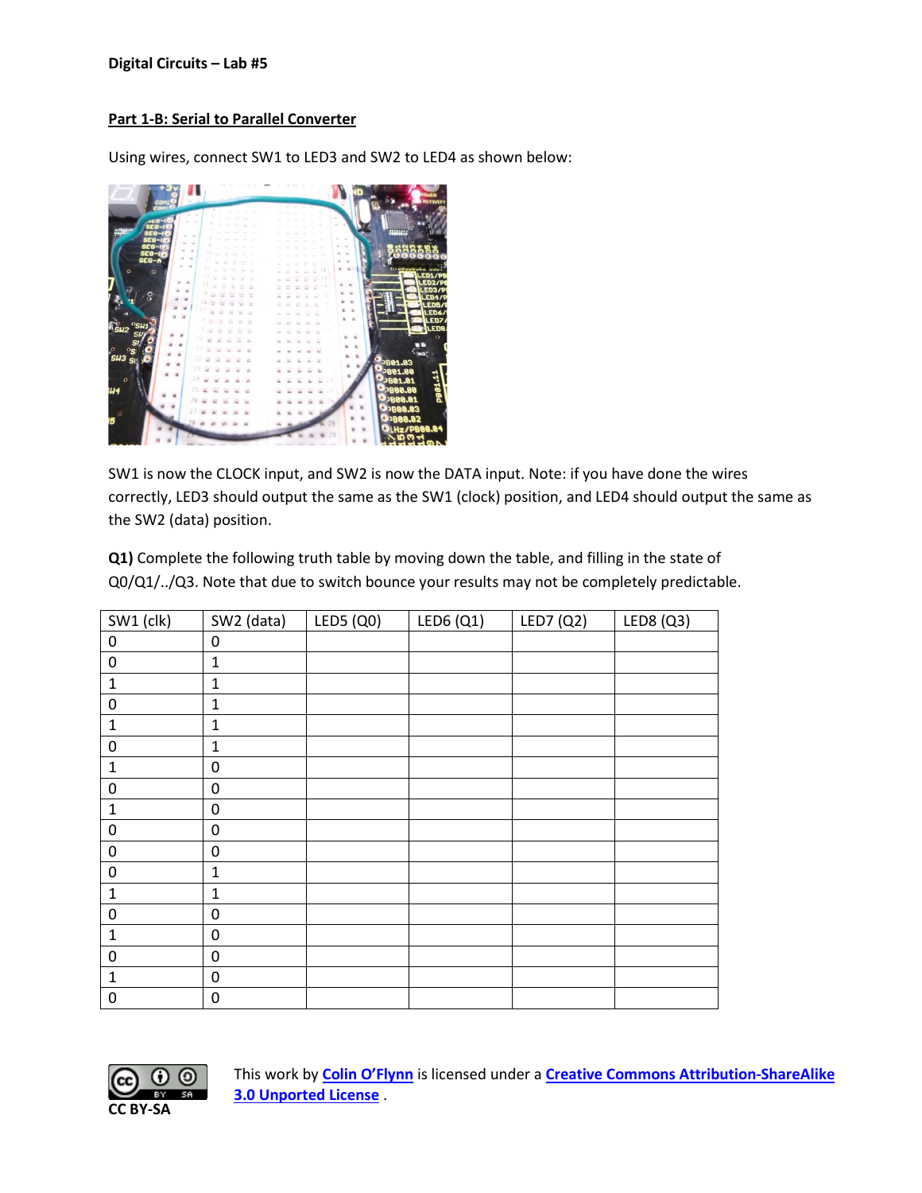**Digital Circuits – Lab #5**

**Part 1-B: Serial to Parallel Converter**

Using wires, connect SW1 to LED3 and SW2 to LED4 as shown below:

SW1 is now the CLOCK input, and SW2 is now the DATA input. Note: if you have done the wires correctly, LED3 should output the same as the SW1 (clock) position, and LED4 should output the same as the SW2 (data) position.

**Q1)** Complete the following truth table by moving down the table, and filling in the state of Q0/Q1/../Q3. Note that due to switch bounce your results may not be completely predictable.

| SW1 (clk) | SW2 (data) | LED5 (Q0) | LED6 (Q1) | LED7 (Q2) | LED8 (Q3) |
|---|---|---|---|---|---|
| 0 | 0 | | | | |
| 0 | 1 | | | | |
| 1 | 1 | | | | |
| 0 | 1 | | | | |
| 1 | 1 | | | | |
| 0 | 1 | | | | |
| 1 | 0 | | | | |
| 0 | 0 | | | | |
| 1 | 0 | | | | |
| 0 | 0 | | | | |
| 0 | 0 | | | | |
| 0 | 1 | | | | |
| 1 | 1 | | | | |
| 0 | 0 | | | | |
| 1 | 0 | | | | |
| 0 | 0 | | | | |
| 1 | 0 | | | | |
| 0 | 0 | | | | |

CC BY-SA

This work by **Colin O'Flynn** is licensed under a **Creative Commons Attribution-ShareAlike 3.0 Unported License** .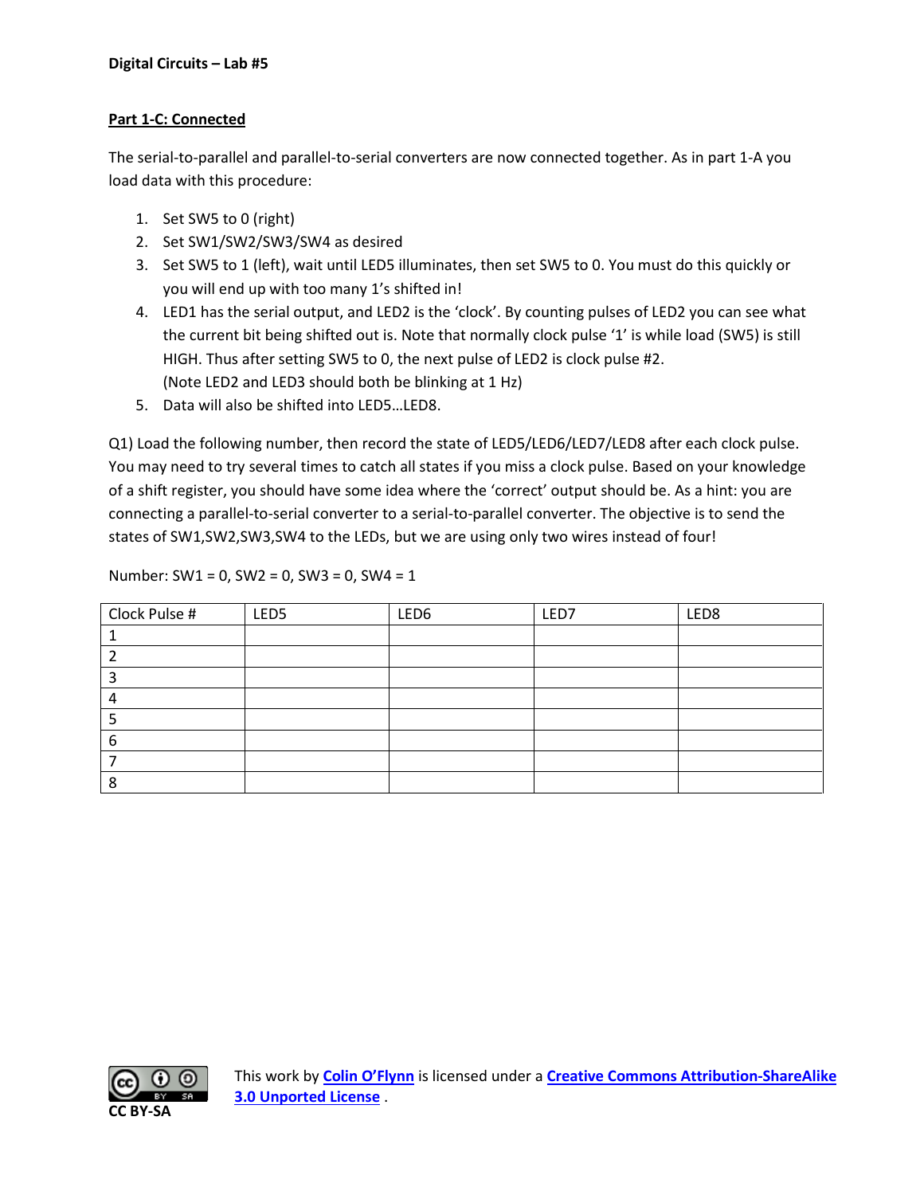**Digital Circuits – Lab #5**

## Part 1-C: Connected

The serial-to-parallel and parallel-to-serial converters are now connected together. As in part 1-A you load data with this procedure:

1. Set SW5 to 0 (right)
2. Set SW1/SW2/SW3/SW4 as desired
3. Set SW5 to 1 (left), wait until LED5 illuminates, then set SW5 to 0. You must do this quickly or you will end up with too many 1's shifted in!
4. LED1 has the serial output, and LED2 is the 'clock'. By counting pulses of LED2 you can see what the current bit being shifted out is. Note that normally clock pulse '1' is while load (SW5) is still HIGH. Thus after setting SW5 to 0, the next pulse of LED2 is clock pulse #2.
   (Note LED2 and LED3 should both be blinking at 1 Hz)
5. Data will also be shifted into LED5…LED8.

Q1) Load the following number, then record the state of LED5/LED6/LED7/LED8 after each clock pulse. You may need to try several times to catch all states if you miss a clock pulse. Based on your knowledge of a shift register, you should have some idea where the 'correct' output should be. As a hint: you are connecting a parallel-to-serial converter to a serial-to-parallel converter. The objective is to send the states of SW1,SW2,SW3,SW4 to the LEDs, but we are using only two wires instead of four!

Number: SW1 = 0, SW2 = 0, SW3 = 0, SW4 = 1

| Clock Pulse # | LED5 | LED6 | LED7 | LED8 |
|---|---|---|---|---|
| 1 | | | | |
| 2 | | | | |
| 3 | | | | |
| 4 | | | | |
| 5 | | | | |
| 6 | | | | |
| 7 | | | | |
| 8 | | | | |

CC BY-SA

This work by **Colin O'Flynn** is licensed under a **Creative Commons Attribution-ShareAlike 3.0 Unported License** .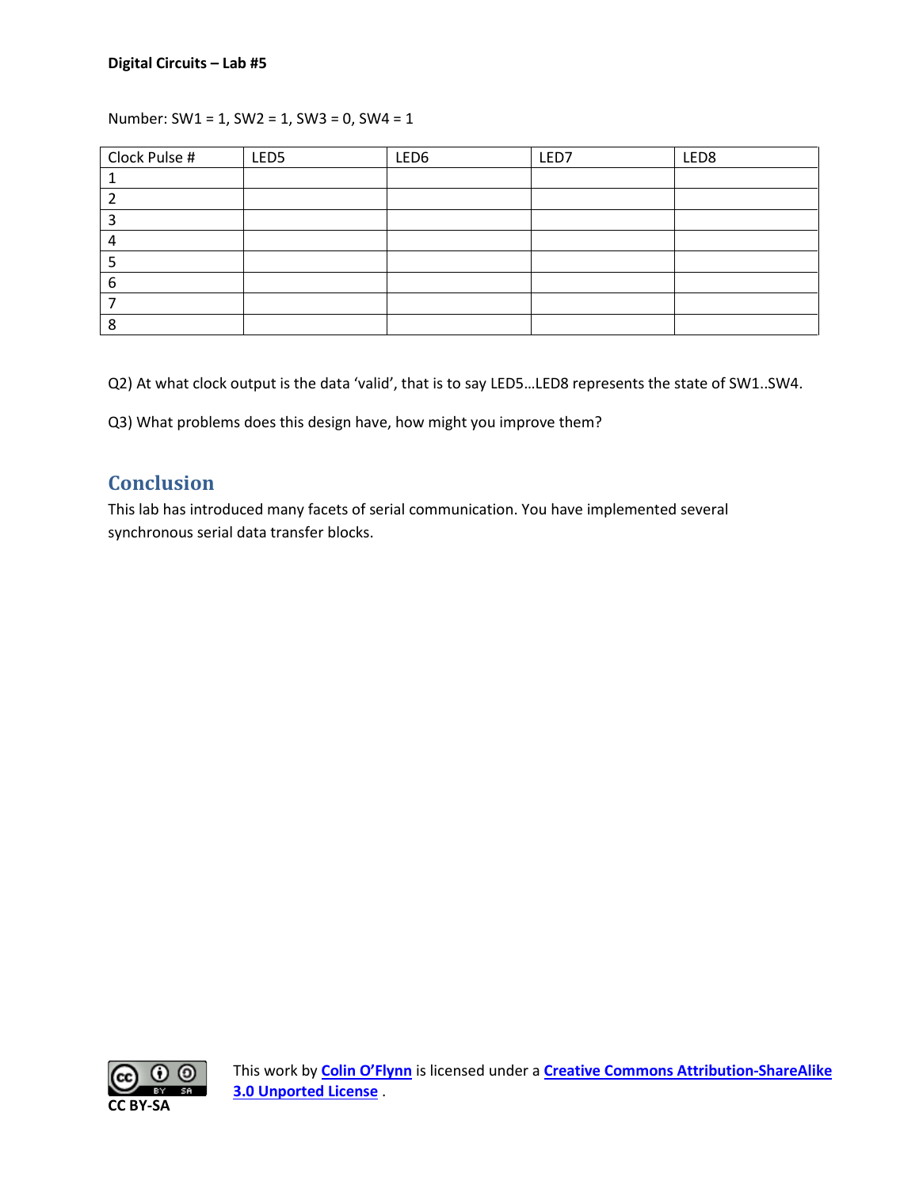Number: SW1 = 1, SW2 = 1, SW3 = 0, SW4 = 1

| Clock Pulse # | LED5 | LED6 | LED7 | LED8 |
| --- | --- | --- | --- | --- |
| 1 | | | | |
| 2 | | | | |
| 3 | | | | |
| 4 | | | | |
| 5 | | | | |
| 6 | | | | |
| 7 | | | | |
| 8 | | | | |

Q2) At what clock output is the data 'valid', that is to say LED5...LED8 represents the state of SW1..SW4.

Q3) What problems does this design have, how might you improve them?

## Conclusion

This lab has introduced many facets of serial communication. You have implemented several synchronous serial data transfer blocks.

CC BY-SA

This work by Colin O'Flynn is licensed under a Creative Commons Attribution-ShareAlike 3.0 Unported License .